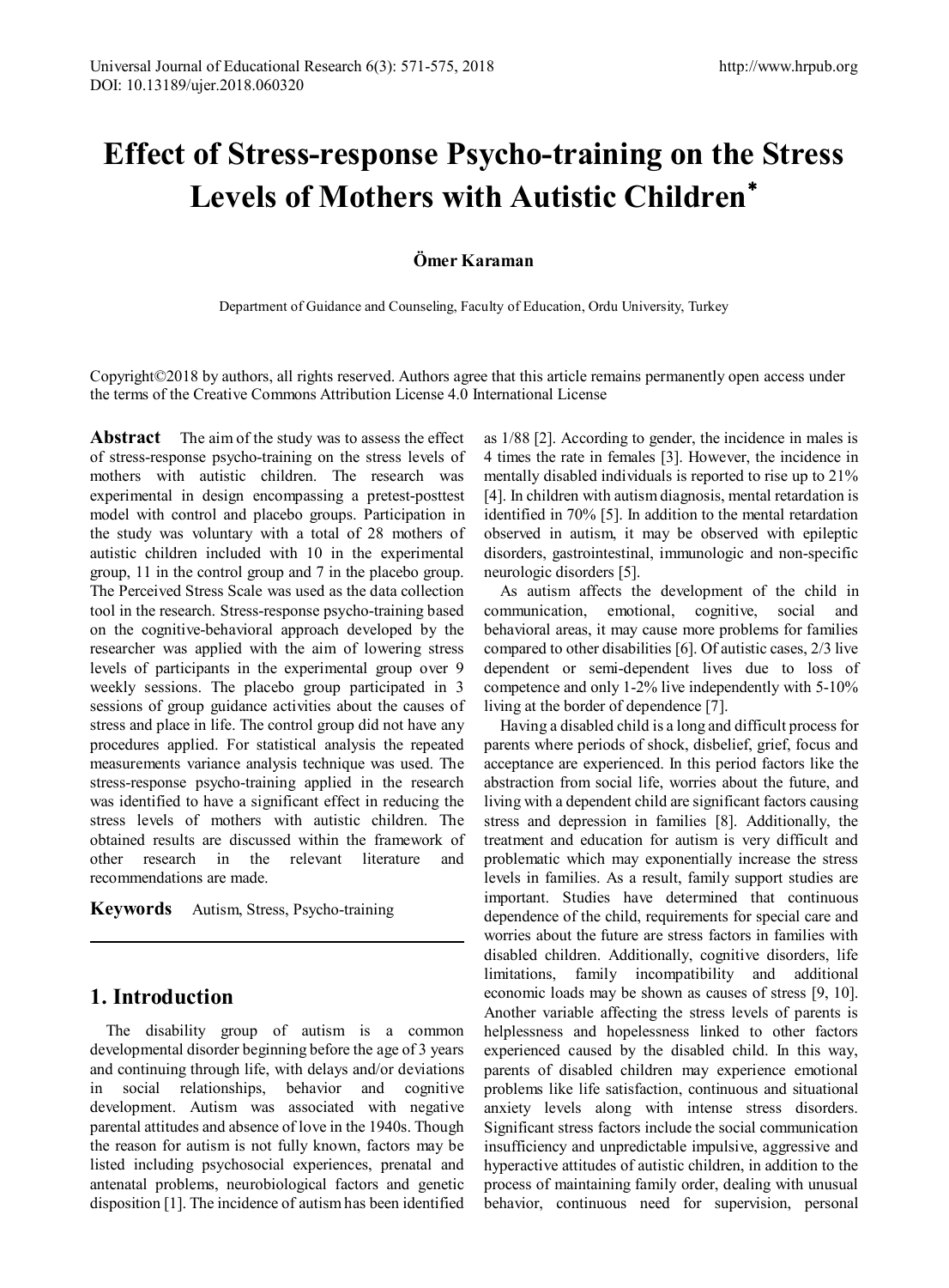# Effect of Stress-response Psycho-training on the Stress Levels of Mothers with Autistic Children*

**Ömer Karaman**

Department of Guidance and Counseling, Faculty of Education, Ordu University, Turkey

Copyright©2018 by authors, all rights reserved. Authors agree that this article remains permanently open access under the terms of the Creative Commons Attribution License 4.0 International License

**Abstract** The aim of the study was to assess the effect of stress-response psycho-training on the stress levels of mothers with autistic children. The research was experimental in design encompassing a pretest-posttest model with control and placebo groups. Participation in the study was voluntary with a total of 28 mothers of autistic children included with 10 in the experimental group, 11 in the control group and 7 in the placebo group. The Perceived Stress Scale was used as the data collection tool in the research. Stress-response psycho-training based on the cognitive-behavioral approach developed by the researcher was applied with the aim of lowering stress levels of participants in the experimental group over 9 weekly sessions. The placebo group participated in 3 sessions of group guidance activities about the causes of stress and place in life. The control group did not have any procedures applied. For statistical analysis the repeated measurements variance analysis technique was used. The stress-response psycho-training applied in the research was identified to have a significant effect in reducing the stress levels of mothers with autistic children. The obtained results are discussed within the framework of other research in the relevant literature and recommendations are made.

**Keywords** Autism, Stress, Psycho-training

## 1. Introduction

The disability group of autism is a common developmental disorder beginning before the age of 3 years and continuing through life, with delays and/or deviations in social relationships, behavior and cognitive development. Autism was associated with negative parental attitudes and absence of love in the 1940s. Though the reason for autism is not fully known, factors may be listed including psychosocial experiences, prenatal and antenatal problems, neurobiological factors and genetic disposition [1]. The incidence of autism has been identified as 1/88 [2]. According to gender, the incidence in males is 4 times the rate in females [3]. However, the incidence in mentally disabled individuals is reported to rise up to 21% [4]. In children with autism diagnosis, mental retardation is identified in 70% [5]. In addition to the mental retardation observed in autism, it may be observed with epileptic disorders, gastrointestinal, immunologic and non-specific neurologic disorders [5].

As autism affects the development of the child in communication, emotional, cognitive, social and behavioral areas, it may cause more problems for families compared to other disabilities [6]. Of autistic cases, 2/3 live dependent or semi-dependent lives due to loss of competence and only 1-2% live independently with 5-10% living at the border of dependence [7].

Having a disabled child is a long and difficult process for parents where periods of shock, disbelief, grief, focus and acceptance are experienced. In this period factors like the abstraction from social life, worries about the future, and living with a dependent child are significant factors causing stress and depression in families [8]. Additionally, the treatment and education for autism is very difficult and problematic which may exponentially increase the stress levels in families. As a result, family support studies are important. Studies have determined that continuous dependence of the child, requirements for special care and worries about the future are stress factors in families with disabled children. Additionally, cognitive disorders, life limitations, family incompatibility and additional economic loads may be shown as causes of stress [9, 10]. Another variable affecting the stress levels of parents is helplessness and hopelessness linked to other factors experienced caused by the disabled child. In this way, parents of disabled children may experience emotional problems like life satisfaction, continuous and situational anxiety levels along with intense stress disorders. Significant stress factors include the social communication insufficiency and unpredictable impulsive, aggressive and hyperactive attitudes of autistic children, in addition to the process of maintaining family order, dealing with unusual behavior, continuous need for supervision, personal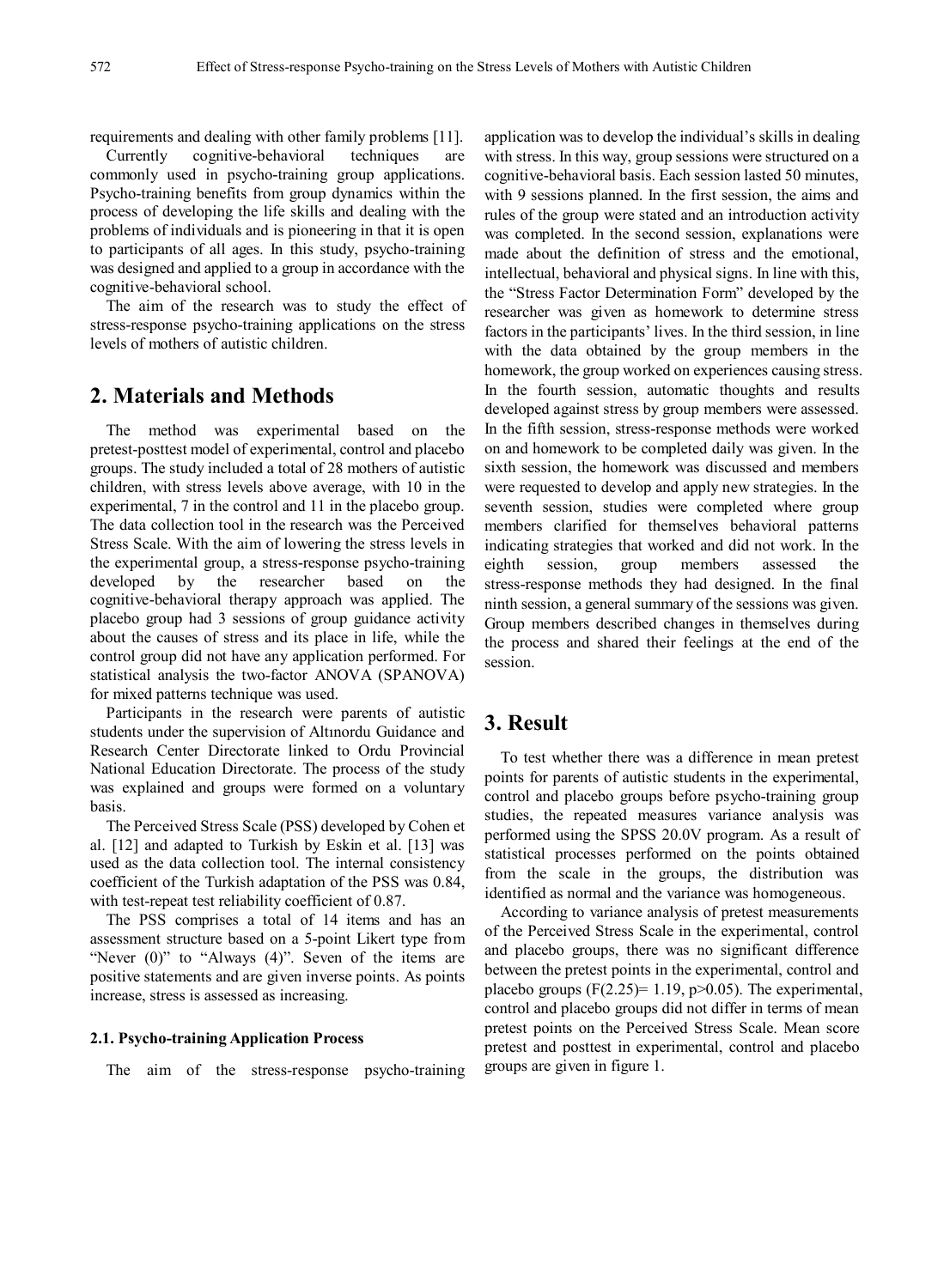requirements and dealing with other family problems [11].

Currently cognitive-behavioral techniques are commonly used in psycho-training group applications. Psycho-training benefits from group dynamics within the process of developing the life skills and dealing with the problems of individuals and is pioneering in that it is open to participants of all ages. In this study, psycho-training was designed and applied to a group in accordance with the cognitive-behavioral school.

The aim of the research was to study the effect of stress-response psycho-training applications on the stress levels of mothers of autistic children.

## 2. Materials and Methods

The method was experimental based on the pretest-posttest model of experimental, control and placebo groups. The study included a total of 28 mothers of autistic children, with stress levels above average, with 10 in the experimental, 7 in the control and 11 in the placebo group. The data collection tool in the research was the Perceived Stress Scale. With the aim of lowering the stress levels in the experimental group, a stress-response psycho-training developed by the researcher based on the cognitive-behavioral therapy approach was applied. The placebo group had 3 sessions of group guidance activity about the causes of stress and its place in life, while the control group did not have any application performed. For statistical analysis the two-factor ANOVA (SPANOVA) for mixed patterns technique was used.

Participants in the research were parents of autistic students under the supervision of Altınordu Guidance and Research Center Directorate linked to Ordu Provincial National Education Directorate. The process of the study was explained and groups were formed on a voluntary basis.

The Perceived Stress Scale (PSS) developed by Cohen et al. [12] and adapted to Turkish by Eskin et al. [13] was used as the data collection tool. The internal consistency coefficient of the Turkish adaptation of the PSS was 0.84, with test-repeat test reliability coefficient of 0.87.

The PSS comprises a total of 14 items and has an assessment structure based on a 5-point Likert type from "Never (0)" to "Always (4)". Seven of the items are positive statements and are given inverse points. As points increase, stress is assessed as increasing.

### 2.1. Psycho-training Application Process

The aim of the stress-response psycho-training application was to develop the individual's skills in dealing with stress. In this way, group sessions were structured on a cognitive-behavioral basis. Each session lasted 50 minutes, with 9 sessions planned. In the first session, the aims and rules of the group were stated and an introduction activity was completed. In the second session, explanations were made about the definition of stress and the emotional, intellectual, behavioral and physical signs. In line with this, the "Stress Factor Determination Form" developed by the researcher was given as homework to determine stress factors in the participants' lives. In the third session, in line with the data obtained by the group members in the homework, the group worked on experiences causing stress. In the fourth session, automatic thoughts and results developed against stress by group members were assessed. In the fifth session, stress-response methods were worked on and homework to be completed daily was given. In the sixth session, the homework was discussed and members were requested to develop and apply new strategies. In the seventh session, studies were completed where group members clarified for themselves behavioral patterns indicating strategies that worked and did not work. In the eighth session, group members assessed the stress-response methods they had designed. In the final ninth session, a general summary of the sessions was given. Group members described changes in themselves during the process and shared their feelings at the end of the session.

## 3. Result

To test whether there was a difference in mean pretest points for parents of autistic students in the experimental, control and placebo groups before psycho-training group studies, the repeated measures variance analysis was performed using the SPSS 20.0V program. As a result of statistical processes performed on the points obtained from the scale in the groups, the distribution was identified as normal and the variance was homogeneous.

According to variance analysis of pretest measurements of the Perceived Stress Scale in the experimental, control and placebo groups, there was no significant difference between the pretest points in the experimental, control and placebo groups ($F(2.25) = 1.19$, $p > 0.05$). The experimental, control and placebo groups did not differ in terms of mean pretest points on the Perceived Stress Scale. Mean score pretest and posttest in experimental, control and placebo groups are given in figure 1.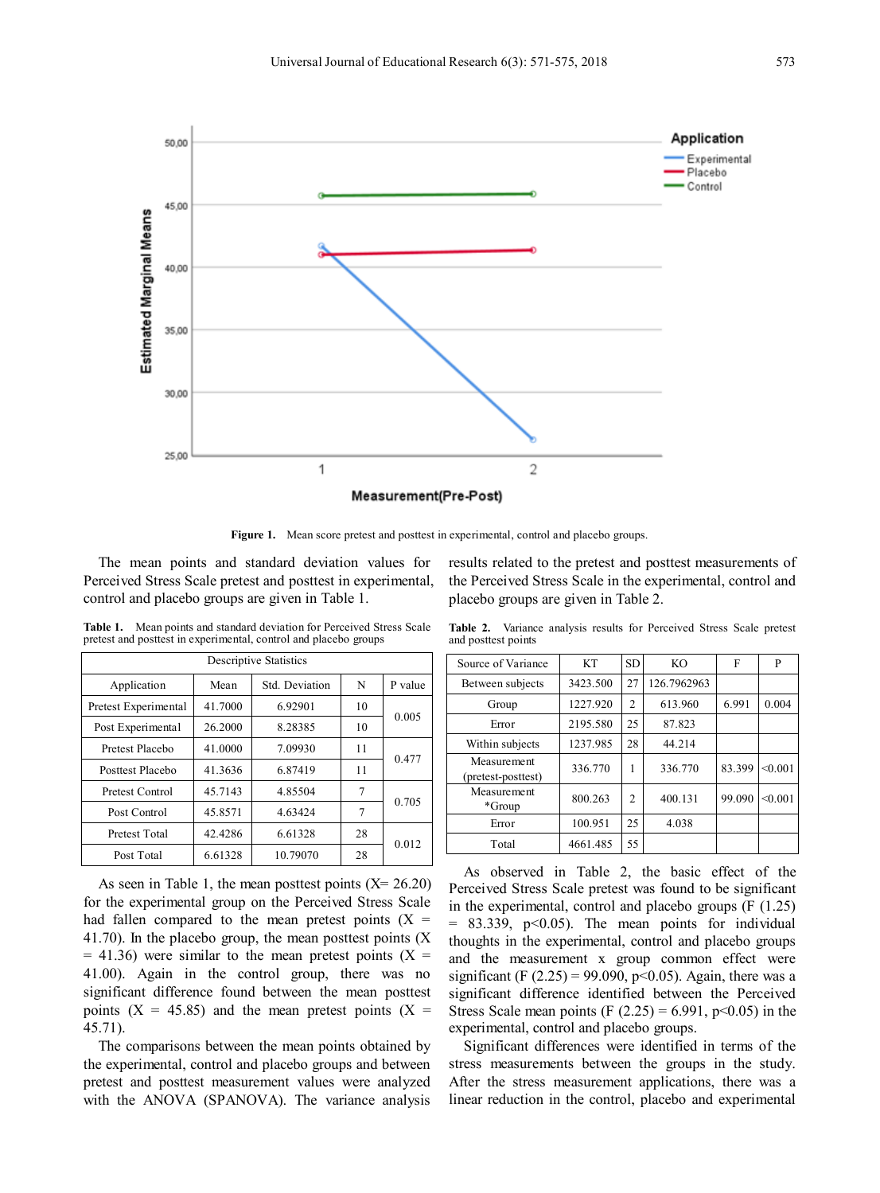Figure 1. Mean score pretest and posttest in experimental, control and placebo groups.

The mean points and standard deviation values for Perceived Stress Scale pretest and posttest in experimental, control and placebo groups are given in Table 1.

**Table 1.** Mean points and standard deviation for Perceived Stress Scale pretest and posttest in experimental, control and placebo groups

| Descriptive Statistics | | | | |
|---|---|---|---|---|
| Application | Mean | Std. Deviation | N | P value |
| Pretest Experimental | 41.7000 | 6.92901 | 10 | 0.005 |
| Post Experimental | 26.2000 | 8.28385 | 10 | |
| Pretest Placebo | 41.0000 | 7.09930 | 11 | 0.477 |
| Posttest Placebo | 41.3636 | 6.87419 | 11 | |
| Pretest Control | 45.7143 | 4.85504 | 7 | 0.705 |
| Post Control | 45.8571 | 4.63424 | 7 | |
| Pretest Total | 42.4286 | 6.61328 | 28 | 0.012 |
| Post Total | 6.61328 | 10.79070 | 28 | |

As seen in Table 1, the mean posttest points (X= 26.20) for the experimental group on the Perceived Stress Scale had fallen compared to the mean pretest points (X = 41.70). In the placebo group, the mean posttest points (X = 41.36) were similar to the mean pretest points (X = 41.00). Again in the control group, there was no significant difference found between the mean posttest points (X = 45.85) and the mean pretest points (X = 45.71).

The comparisons between the mean points obtained by the experimental, control and placebo groups and between pretest and posttest measurement values were analyzed with the ANOVA (SPANOVA). The variance analysis results related to the pretest and posttest measurements of the Perceived Stress Scale in the experimental, control and placebo groups are given in Table 2.

**Table 2.** Variance analysis results for Perceived Stress Scale pretest and posttest points

| Source of Variance | KT | SD | KO | F | P |
|---|---|---|---|---|---|
| Between subjects | 3423.500 | 27 | 126.7962963 | | |
| Group | 1227.920 | 2 | 613.960 | 6.991 | 0.004 |
| Error | 2195.580 | 25 | 87.823 | | |
| Within subjects | 1237.985 | 28 | 44.214 | | |
| Measurement (pretest-posttest) | 336.770 | 1 | 336.770 | 83.399 | <0.001 |
| Measurement *Group | 800.263 | 2 | 400.131 | 99.090 | <0.001 |
| Error | 100.951 | 25 | 4.038 | | |
| Total | 4661.485 | 55 | | | |

As observed in Table 2, the basic effect of the Perceived Stress Scale pretest was found to be significant in the experimental, control and placebo groups ($F\ (1.25) = 83.339$, $p<0.05$). The mean points for individual thoughts in the experimental, control and placebo groups and the measurement x group common effect were significant ($F\ (2.25) = 99.090$, $p<0.05$). Again, there was a significant difference identified between the Perceived Stress Scale mean points ($F\ (2.25) = 6.991$, $p<0.05$) in the experimental, control and placebo groups.

Significant differences were identified in terms of the stress measurements between the groups in the study. After the stress measurement applications, there was a linear reduction in the control, placebo and experimental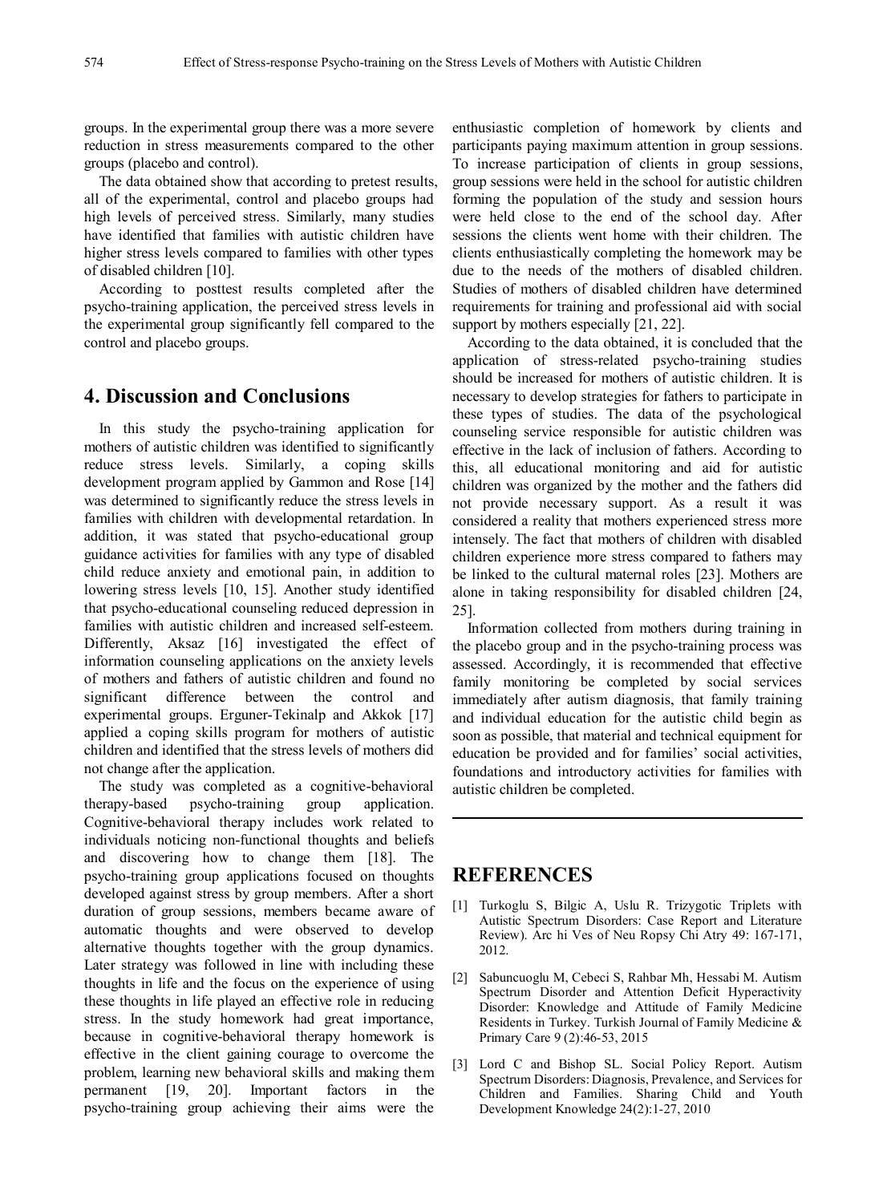groups. In the experimental group there was a more severe reduction in stress measurements compared to the other groups (placebo and control).

The data obtained show that according to pretest results, all of the experimental, control and placebo groups had high levels of perceived stress. Similarly, many studies have identified that families with autistic children have higher stress levels compared to families with other types of disabled children [10].

According to posttest results completed after the psycho-training application, the perceived stress levels in the experimental group significantly fell compared to the control and placebo groups.

## 4. Discussion and Conclusions

In this study the psycho-training application for mothers of autistic children was identified to significantly reduce stress levels. Similarly, a coping skills development program applied by Gammon and Rose [14] was determined to significantly reduce the stress levels in families with children with developmental retardation. In addition, it was stated that psycho-educational group guidance activities for families with any type of disabled child reduce anxiety and emotional pain, in addition to lowering stress levels [10, 15]. Another study identified that psycho-educational counseling reduced depression in families with autistic children and increased self-esteem. Differently, Aksaz [16] investigated the effect of information counseling applications on the anxiety levels of mothers and fathers of autistic children and found no significant difference between the control and experimental groups. Erguner-Tekinalp and Akkok [17] applied a coping skills program for mothers of autistic children and identified that the stress levels of mothers did not change after the application.

The study was completed as a cognitive-behavioral therapy-based psycho-training group application. Cognitive-behavioral therapy includes work related to individuals noticing non-functional thoughts and beliefs and discovering how to change them [18]. The psycho-training group applications focused on thoughts developed against stress by group members. After a short duration of group sessions, members became aware of automatic thoughts and were observed to develop alternative thoughts together with the group dynamics. Later strategy was followed in line with including these thoughts in life and the focus on the experience of using these thoughts in life played an effective role in reducing stress. In the study homework had great importance, because in cognitive-behavioral therapy homework is effective in the client gaining courage to overcome the problem, learning new behavioral skills and making them permanent [19, 20]. Important factors in the psycho-training group achieving their aims were the enthusiastic completion of homework by clients and participants paying maximum attention in group sessions. To increase participation of clients in group sessions, group sessions were held in the school for autistic children forming the population of the study and session hours were held close to the end of the school day. After sessions the clients went home with their children. The clients enthusiastically completing the homework may be due to the needs of the mothers of disabled children. Studies of mothers of disabled children have determined requirements for training and professional aid with social support by mothers especially [21, 22].

According to the data obtained, it is concluded that the application of stress-related psycho-training studies should be increased for mothers of autistic children. It is necessary to develop strategies for fathers to participate in these types of studies. The data of the psychological counseling service responsible for autistic children was effective in the lack of inclusion of fathers. According to this, all educational monitoring and aid for autistic children was organized by the mother and the fathers did not provide necessary support. As a result it was considered a reality that mothers experienced stress more intensely. The fact that mothers of children with disabled children experience more stress compared to fathers may be linked to the cultural maternal roles [23]. Mothers are alone in taking responsibility for disabled children [24, 25].

Information collected from mothers during training in the placebo group and in the psycho-training process was assessed. Accordingly, it is recommended that effective family monitoring be completed by social services immediately after autism diagnosis, that family training and individual education for the autistic child begin as soon as possible, that material and technical equipment for education be provided and for families' social activities, foundations and introductory activities for families with autistic children be completed.

## REFERENCES

[1] Turkoglu S, Bilgic A, Uslu R. Trizygotic Triplets with Autistic Spectrum Disorders: Case Report and Literature Review). Arc hi Ves of Neu Ropsy Chi Atry 49: 167-171, 2012.

[2] Sabuncuoglu M, Cebeci S, Rahbar Mh, Hessabi M. Autism Spectrum Disorder and Attention Deficit Hyperactivity Disorder: Knowledge and Attitude of Family Medicine Residents in Turkey. Turkish Journal of Family Medicine & Primary Care 9 (2):46-53, 2015

[3] Lord C and Bishop SL. Social Policy Report. Autism Spectrum Disorders: Diagnosis, Prevalence, and Services for Children and Families. Sharing Child and Youth Development Knowledge 24(2):1-27, 2010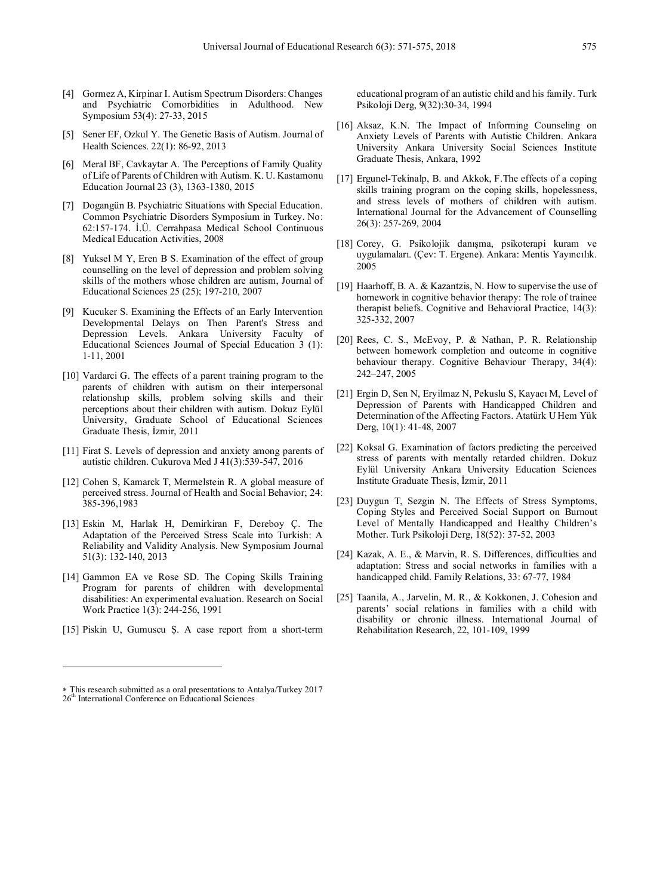[4] Gormez A, Kirpinar I. Autism Spectrum Disorders: Changes and Psychiatric Comorbidities in Adulthood. New Symposium 53(4): 27-33, 2015

[5] Sener EF, Ozkul Y. The Genetic Basis of Autism. Journal of Health Sciences. 22(1): 86-92, 2013

[6] Meral BF, Cavkaytar A. The Perceptions of Family Quality of Life of Parents of Children with Autism. K. U. Kastamonu Education Journal 23 (3), 1363-1380, 2015

[7] Dogangün B. Psychiatric Situations with Special Education. Common Psychiatric Disorders Symposium in Turkey. No: 62:157-174. İ.Ü. Cerrahpasa Medical School Continuous Medical Education Activities, 2008

[8] Yuksel M Y, Eren B S. Examination of the effect of group counselling on the level of depression and problem solving skills of the mothers whose children are autism, Journal of Educational Sciences 25 (25); 197-210, 2007

[9] Kucuker S. Examining the Effects of an Early Intervention Developmental Delays on Then Parent's Stress and Depression Levels. Ankara University Faculty of Educational Sciences Journal of Special Education 3 (1): 1-11, 2001

[10] Vardarci G. The effects of a parent training program to the parents of children with autism on their interpersonal relationshıp skills, problem solving skills and their perceptions about their children with autism. Dokuz Eylül University, Graduate School of Educational Sciences Graduate Thesis, İzmir, 2011

[11] Firat S. Levels of depression and anxiety among parents of autistic children. Cukurova Med J 41(3):539-547, 2016

[12] Cohen S, Kamarck T, Mermelstein R. A global measure of perceived stress. Journal of Health and Social Behavior; 24: 385-396,1983

[13] Eskin M, Harlak H, Demirkiran F, Dereboy Ç. The Adaptation of the Perceived Stress Scale into Turkish: A Reliability and Validity Analysis. New Symposium Journal 51(3): 132-140, 2013

[14] Gammon EA ve Rose SD. The Coping Skills Training Program for parents of children with developmental disabilities: An experimental evaluation. Research on Social Work Practice 1(3): 244-256, 1991

[15] Piskin U, Gumuscu Ş. A case report from a short-term educational program of an autistic child and his family. Turk Psikoloji Derg, 9(32):30-34, 1994

[16] Aksaz, K.N. The Impact of Informing Counseling on Anxiety Levels of Parents with Autistic Children. Ankara University Ankara University Social Sciences Institute Graduate Thesis, Ankara, 1992

[17] Ergunel-Tekinalp, B. and Akkok, F.The effects of a coping skills training program on the coping skills, hopelessness, and stress levels of mothers of children with autism. International Journal for the Advancement of Counselling 26(3): 257-269, 2004

[18] Corey, G. Psikolojik danışma, psikoterapi kuram ve uygulamaları. (Çev: T. Ergene). Ankara: Mentis Yayıncılık. 2005

[19] Haarhoff, B. A. & Kazantzis, N. How to supervise the use of homework in cognitive behavior therapy: The role of trainee therapist beliefs. Cognitive and Behavioral Practice, 14(3): 325-332, 2007

[20] Rees, C. S., McEvoy, P. & Nathan, P. R. Relationship between homework completion and outcome in cognitive behaviour therapy. Cognitive Behaviour Therapy, 34(4): 242–247, 2005

[21] Ergin D, Sen N, Eryilmaz N, Pekuslu S, Kayacı M, Level of Depression of Parents with Handicapped Children and Determination of the Affecting Factors. Atatürk U Hem Yük Derg, 10(1): 41-48, 2007

[22] Koksal G. Examination of factors predicting the perceived stress of parents with mentally retarded children. Dokuz Eylül University Ankara University Education Sciences Institute Graduate Thesis, İzmir, 2011

[23] Duygun T, Sezgin N. The Effects of Stress Symptoms, Coping Styles and Perceived Social Support on Burnout Level of Mentally Handicapped and Healthy Children's Mother. Turk Psikoloji Derg, 18(52): 37-52, 2003

[24] Kazak, A. E., & Marvin, R. S. Differences, difficulties and adaptation: Stress and social networks in families with a handicapped child. Family Relations, 33: 67-77, 1984

[25] Taanila, A., Jarvelin, M. R., & Kokkonen, J. Cohesion and parents' social relations in families with a child with disability or chronic illness. International Journal of Rehabilitation Research, 22, 101-109, 1999

∗ This research submitted as a oral presentations to Antalya/Turkey 2017 26th International Conference on Educational Sciences